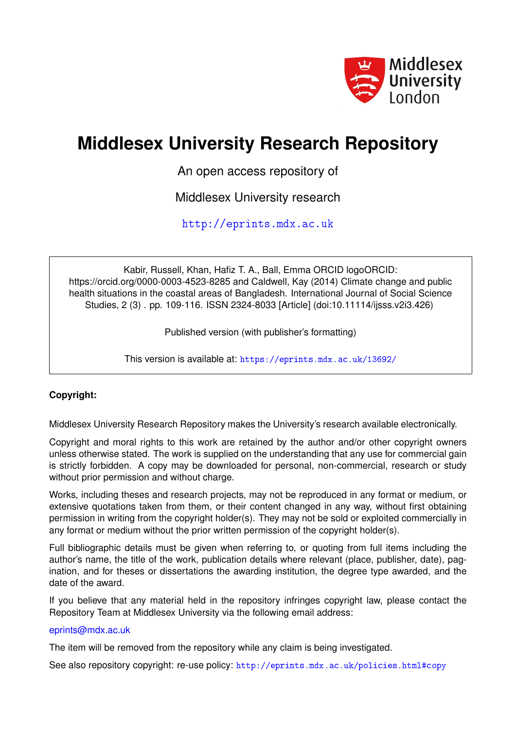# Middlesex University Research Repository

An open access repository of

Middlesex University research

http://eprints.mdx.ac.uk

Kabir, Russell, Khan, Hafiz T. A., Ball, Emma ORCID logoORCID: https://orcid.org/0000-0003-4523-8285 and Caldwell, Kay (2014) Climate change and public health situations in the coastal areas of Bangladesh. International Journal of Social Science Studies, 2 (3) . pp. 109-116. ISSN 2324-8033 [Article] (doi:10.11114/ijsss.v2i3.426)

Published version (with publisher's formatting)

This version is available at: https://eprints.mdx.ac.uk/13692/

**Copyright:**

Middlesex University Research Repository makes the University's research available electronically.

Copyright and moral rights to this work are retained by the author and/or other copyright owners unless otherwise stated. The work is supplied on the understanding that any use for commercial gain is strictly forbidden. A copy may be downloaded for personal, non-commercial, research or study without prior permission and without charge.

Works, including theses and research projects, may not be reproduced in any format or medium, or extensive quotations taken from them, or their content changed in any way, without first obtaining permission in writing from the copyright holder(s). They may not be sold or exploited commercially in any format or medium without the prior written permission of the copyright holder(s).

Full bibliographic details must be given when referring to, or quoting from full items including the author's name, the title of the work, publication details where relevant (place, publisher, date), pagination, and for theses or dissertations the awarding institution, the degree type awarded, and the date of the award.

If you believe that any material held in the repository infringes copyright law, please contact the Repository Team at Middlesex University via the following email address:

eprints@mdx.ac.uk

The item will be removed from the repository while any claim is being investigated.

See also repository copyright: re-use policy: http://eprints.mdx.ac.uk/policies.html#copy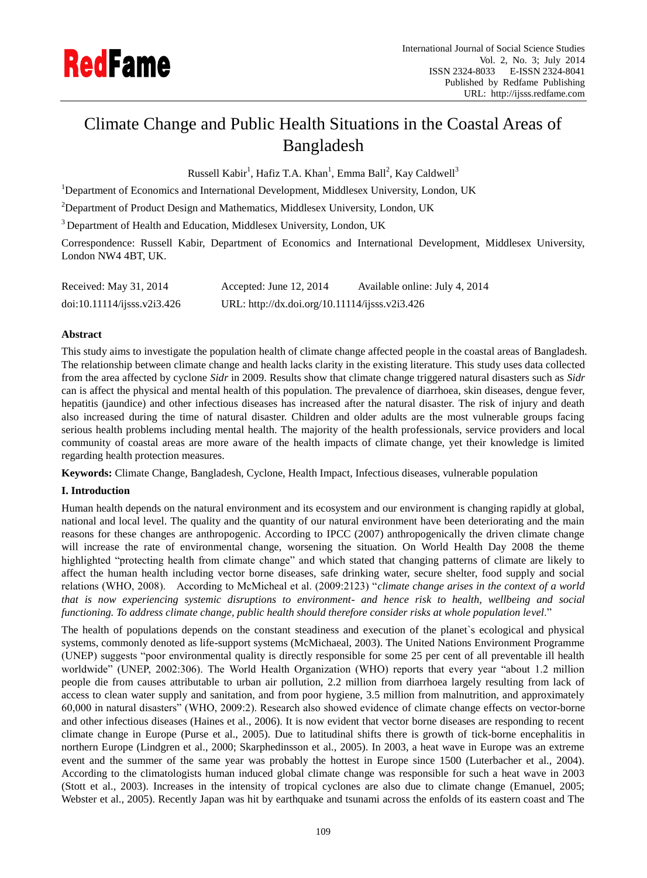# Climate Change and Public Health Situations in the Coastal Areas of Bangladesh

Russell Kabir[1], Hafiz T.A. Khan[1], Emma Ball[2], Kay Caldwell[3]

[1]Department of Economics and International Development, Middlesex University, London, UK

[2]Department of Product Design and Mathematics, Middlesex University, London, UK

[3]Department of Health and Education, Middlesex University, London, UK

Correspondence: Russell Kabir, Department of Economics and International Development, Middlesex University, London NW4 4BT, UK.

Received: May 31, 2014 Accepted: June 12, 2014 Available online: July 4, 2014

doi:10.11114/ijsss.v2i3.426 URL: http://dx.doi.org/10.11114/ijsss.v2i3.426

**Abstract**

This study aims to investigate the population health of climate change affected people in the coastal areas of Bangladesh. The relationship between climate change and health lacks clarity in the existing literature. This study uses data collected from the area affected by cyclone *Sidr* in 2009. Results show that climate change triggered natural disasters such as *Sidr* can is affect the physical and mental health of this population. The prevalence of diarrhoea, skin diseases, dengue fever, hepatitis (jaundice) and other infectious diseases has increased after the natural disaster. The risk of injury and death also increased during the time of natural disaster. Children and older adults are the most vulnerable groups facing serious health problems including mental health. The majority of the health professionals, service providers and local community of coastal areas are more aware of the health impacts of climate change, yet their knowledge is limited regarding health protection measures.

**Keywords:** Climate Change, Bangladesh, Cyclone, Health Impact, Infectious diseases, vulnerable population

## I. Introduction

Human health depends on the natural environment and its ecosystem and our environment is changing rapidly at global, national and local level. The quality and the quantity of our natural environment have been deteriorating and the main reasons for these changes are anthropogenic. According to IPCC (2007) anthropogenically the driven climate change will increase the rate of environmental change, worsening the situation. On World Health Day 2008 the theme highlighted "protecting health from climate change" and which stated that changing patterns of climate are likely to affect the human health including vector borne diseases, safe drinking water, secure shelter, food supply and social relations (WHO, 2008). According to McMicheal et al. (2009:2123) "*climate change arises in the context of a world that is now experiencing systemic disruptions to environment- and hence risk to health, wellbeing and social functioning. To address climate change, public health should therefore consider risks at whole population level*."

The health of populations depends on the constant steadiness and execution of the planet`s ecological and physical systems, commonly denoted as life-support systems (McMichaeal, 2003). The United Nations Environment Programme (UNEP) suggests "poor environmental quality is directly responsible for some 25 per cent of all preventable ill health worldwide" (UNEP, 2002:306). The World Health Organization (WHO) reports that every year "about 1.2 million people die from causes attributable to urban air pollution, 2.2 million from diarrhoea largely resulting from lack of access to clean water supply and sanitation, and from poor hygiene, 3.5 million from malnutrition, and approximately 60,000 in natural disasters" (WHO, 2009:2). Research also showed evidence of climate change effects on vector-borne and other infectious diseases (Haines et al., 2006). It is now evident that vector borne diseases are responding to recent climate change in Europe (Purse et al., 2005). Due to latitudinal shifts there is growth of tick-borne encephalitis in northern Europe (Lindgren et al., 2000; Skarphedinsson et al., 2005). In 2003, a heat wave in Europe was an extreme event and the summer of the same year was probably the hottest in Europe since 1500 (Luterbacher et al., 2004). According to the climatologists human induced global climate change was responsible for such a heat wave in 2003 (Stott et al., 2003). Increases in the intensity of tropical cyclones are also due to climate change (Emanuel, 2005; Webster et al., 2005). Recently Japan was hit by earthquake and tsunami across the enfolds of its eastern coast and The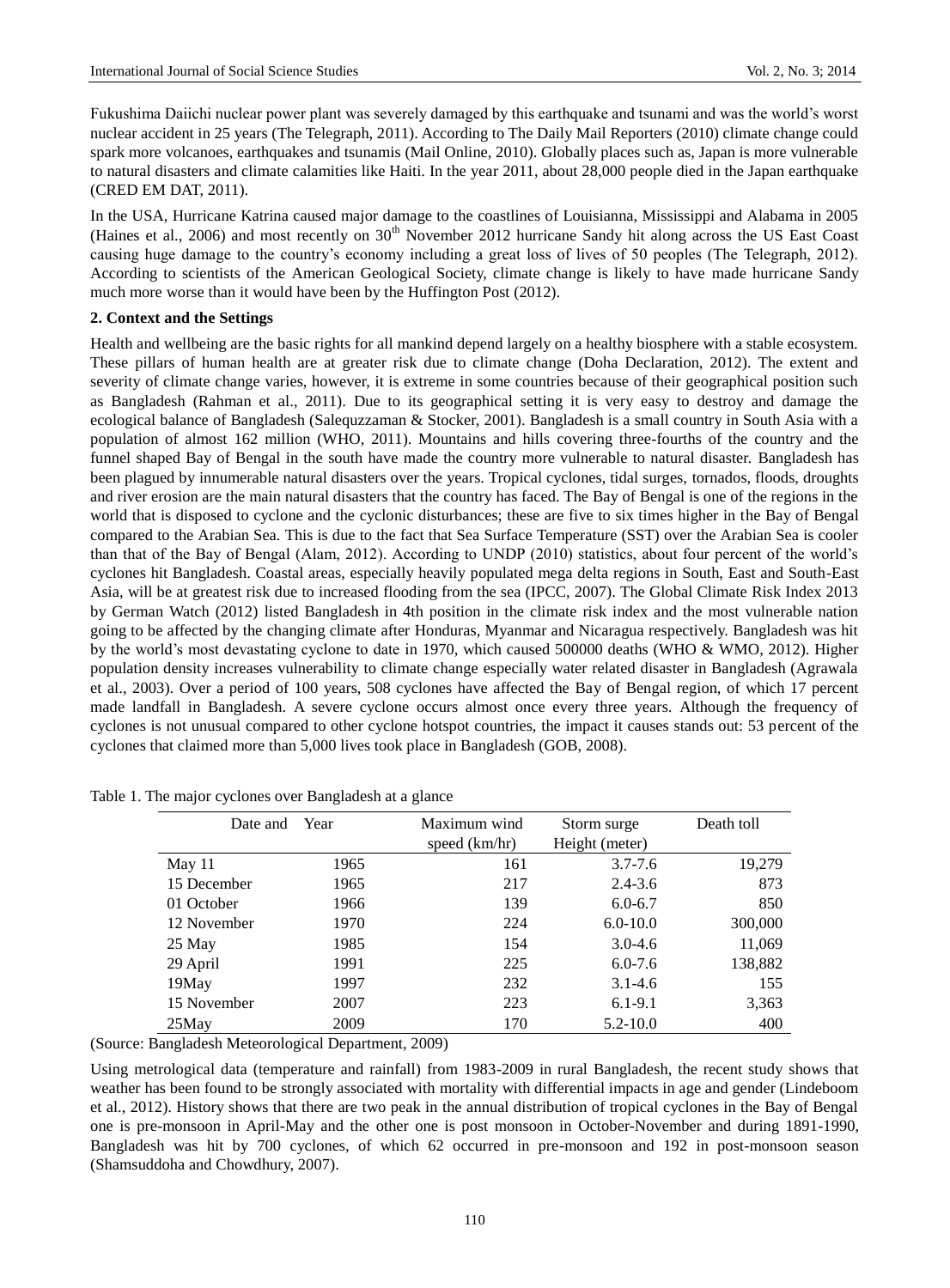Fukushima Daiichi nuclear power plant was severely damaged by this earthquake and tsunami and was the world's worst nuclear accident in 25 years (The Telegraph, 2011). According to The Daily Mail Reporters (2010) climate change could spark more volcanoes, earthquakes and tsunamis (Mail Online, 2010). Globally places such as, Japan is more vulnerable to natural disasters and climate calamities like Haiti. In the year 2011, about 28,000 people died in the Japan earthquake (CRED EM DAT, 2011).

In the USA, Hurricane Katrina caused major damage to the coastlines of Louisianna, Mississippi and Alabama in 2005 (Haines et al., 2006) and most recently on 30th November 2012 hurricane Sandy hit along across the US East Coast causing huge damage to the country's economy including a great loss of lives of 50 peoples (The Telegraph, 2012). According to scientists of the American Geological Society, climate change is likely to have made hurricane Sandy much more worse than it would have been by the Huffington Post (2012).

## 2. Context and the Settings

Health and wellbeing are the basic rights for all mankind depend largely on a healthy biosphere with a stable ecosystem. These pillars of human health are at greater risk due to climate change (Doha Declaration, 2012). The extent and severity of climate change varies, however, it is extreme in some countries because of their geographical position such as Bangladesh (Rahman et al., 2011). Due to its geographical setting it is very easy to destroy and damage the ecological balance of Bangladesh (Salequzzaman & Stocker, 2001). Bangladesh is a small country in South Asia with a population of almost 162 million (WHO, 2011). Mountains and hills covering three-fourths of the country and the funnel shaped Bay of Bengal in the south have made the country more vulnerable to natural disaster. Bangladesh has been plagued by innumerable natural disasters over the years. Tropical cyclones, tidal surges, tornados, floods, droughts and river erosion are the main natural disasters that the country has faced. The Bay of Bengal is one of the regions in the world that is disposed to cyclone and the cyclonic disturbances; these are five to six times higher in the Bay of Bengal compared to the Arabian Sea. This is due to the fact that Sea Surface Temperature (SST) over the Arabian Sea is cooler than that of the Bay of Bengal (Alam, 2012). According to UNDP (2010) statistics, about four percent of the world's cyclones hit Bangladesh. Coastal areas, especially heavily populated mega delta regions in South, East and South-East Asia, will be at greatest risk due to increased flooding from the sea (IPCC, 2007). The Global Climate Risk Index 2013 by German Watch (2012) listed Bangladesh in 4th position in the climate risk index and the most vulnerable nation going to be affected by the changing climate after Honduras, Myanmar and Nicaragua respectively. Bangladesh was hit by the world's most devastating cyclone to date in 1970, which caused 500000 deaths (WHO & WMO, 2012). Higher population density increases vulnerability to climate change especially water related disaster in Bangladesh (Agrawala et al., 2003). Over a period of 100 years, 508 cyclones have affected the Bay of Bengal region, of which 17 percent made landfall in Bangladesh. A severe cyclone occurs almost once every three years. Although the frequency of cyclones is not unusual compared to other cyclone hotspot countries, the impact it causes stands out: 53 percent of the cyclones that claimed more than 5,000 lives took place in Bangladesh (GOB, 2008).

Table 1. The major cyclones over Bangladesh at a glance

| Date and | Year | Maximum wind speed (km/hr) | Storm surge Height (meter) | Death toll |
|---|---|---|---|---|
| May 11 | 1965 | 161 | 3.7-7.6 | 19,279 |
| 15 December | 1965 | 217 | 2.4-3.6 | 873 |
| 01 October | 1966 | 139 | 6.0-6.7 | 850 |
| 12 November | 1970 | 224 | 6.0-10.0 | 300,000 |
| 25 May | 1985 | 154 | 3.0-4.6 | 11,069 |
| 29 April | 1991 | 225 | 6.0-7.6 | 138,882 |
| 19May | 1997 | 232 | 3.1-4.6 | 155 |
| 15 November | 2007 | 223 | 6.1-9.1 | 3,363 |
| 25May | 2009 | 170 | 5.2-10.0 | 400 |

(Source: Bangladesh Meteorological Department, 2009)

Using metrological data (temperature and rainfall) from 1983-2009 in rural Bangladesh, the recent study shows that weather has been found to be strongly associated with mortality with differential impacts in age and gender (Lindeboom et al., 2012). History shows that there are two peak in the annual distribution of tropical cyclones in the Bay of Bengal one is pre-monsoon in April-May and the other one is post monsoon in October-November and during 1891-1990, Bangladesh was hit by 700 cyclones, of which 62 occurred in pre-monsoon and 192 in post-monsoon season (Shamsuddoha and Chowdhury, 2007).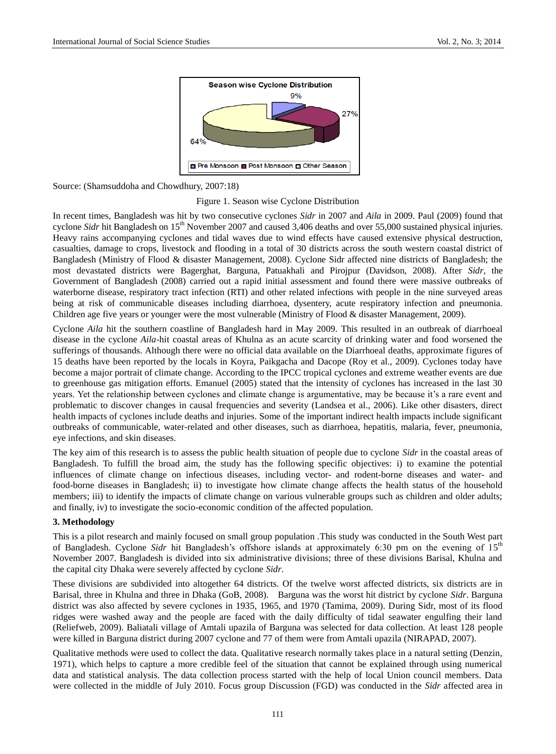Source: (Shamsuddoha and Chowdhury, 2007:18)

Figure 1. Season wise Cyclone Distribution

In recent times, Bangladesh was hit by two consecutive cyclones *Sidr* in 2007 and *Aila* in 2009. Paul (2009) found that cyclone *Sidr* hit Bangladesh on 15th November 2007 and caused 3,406 deaths and over 55,000 sustained physical injuries. Heavy rains accompanying cyclones and tidal waves due to wind effects have caused extensive physical destruction, casualties, damage to crops, livestock and flooding in a total of 30 districts across the south western coastal district of Bangladesh (Ministry of Flood & disaster Management, 2008). Cyclone Sidr affected nine districts of Bangladesh; the most devastated districts were Bagerghat, Barguna, Patuakhali and Pirojpur (Davidson, 2008). After *Sidr*, the Government of Bangladesh (2008) carried out a rapid initial assessment and found there were massive outbreaks of waterborne disease, respiratory tract infection (RTI) and other related infections with people in the nine surveyed areas being at risk of communicable diseases including diarrhoea, dysentery, acute respiratory infection and pneumonia. Children age five years or younger were the most vulnerable (Ministry of Flood & disaster Management, 2009).

Cyclone *Aila* hit the southern coastline of Bangladesh hard in May 2009. This resulted in an outbreak of diarrhoeal disease in the cyclone *Aila*-hit coastal areas of Khulna as an acute scarcity of drinking water and food worsened the sufferings of thousands. Although there were no official data available on the Diarrhoeal deaths, approximate figures of 15 deaths have been reported by the locals in Koyra, Paikgacha and Dacope (Roy et al., 2009). Cyclones today have become a major portrait of climate change. According to the IPCC tropical cyclones and extreme weather events are due to greenhouse gas mitigation efforts. Emanuel (2005) stated that the intensity of cyclones has increased in the last 30 years. Yet the relationship between cyclones and climate change is argumentative, may be because it's a rare event and problematic to discover changes in causal frequencies and severity (Landsea et al., 2006). Like other disasters, direct health impacts of cyclones include deaths and injuries. Some of the important indirect health impacts include significant outbreaks of communicable, water-related and other diseases, such as diarrhoea, hepatitis, malaria, fever, pneumonia, eye infections, and skin diseases.

The key aim of this research is to assess the public health situation of people due to cyclone *Sidr* in the coastal areas of Bangladesh. To fulfill the broad aim, the study has the following specific objectives: i) to examine the potential influences of climate change on infectious diseases, including vector- and rodent-borne diseases and water- and food-borne diseases in Bangladesh; ii) to investigate how climate change affects the health status of the household members; iii) to identify the impacts of climate change on various vulnerable groups such as children and older adults; and finally, iv) to investigate the socio-economic condition of the affected population.

## 3. Methodology

This is a pilot research and mainly focused on small group population .This study was conducted in the South West part of Bangladesh. Cyclone *Sidr* hit Bangladesh's offshore islands at approximately 6:30 pm on the evening of 15th November 2007. Bangladesh is divided into six administrative divisions; three of these divisions Barisal, Khulna and the capital city Dhaka were severely affected by cyclone *Sidr*.

These divisions are subdivided into altogether 64 districts. Of the twelve worst affected districts, six districts are in Barisal, three in Khulna and three in Dhaka (GoB, 2008). Barguna was the worst hit district by cyclone *Sidr*. Barguna district was also affected by severe cyclones in 1935, 1965, and 1970 (Tamima, 2009). During Sidr, most of its flood ridges were washed away and the people are faced with the daily difficulty of tidal seawater engulfing their land (Reliefweb, 2009). Baliatali village of Amtali upazila of Barguna was selected for data collection. At least 128 people were killed in Barguna district during 2007 cyclone and 77 of them were from Amtali upazila (NIRAPAD, 2007).

Qualitative methods were used to collect the data. Qualitative research normally takes place in a natural setting (Denzin, 1971), which helps to capture a more credible feel of the situation that cannot be explained through using numerical data and statistical analysis. The data collection process started with the help of local Union council members. Data were collected in the middle of July 2010. Focus group Discussion (FGD) was conducted in the *Sidr* affected area in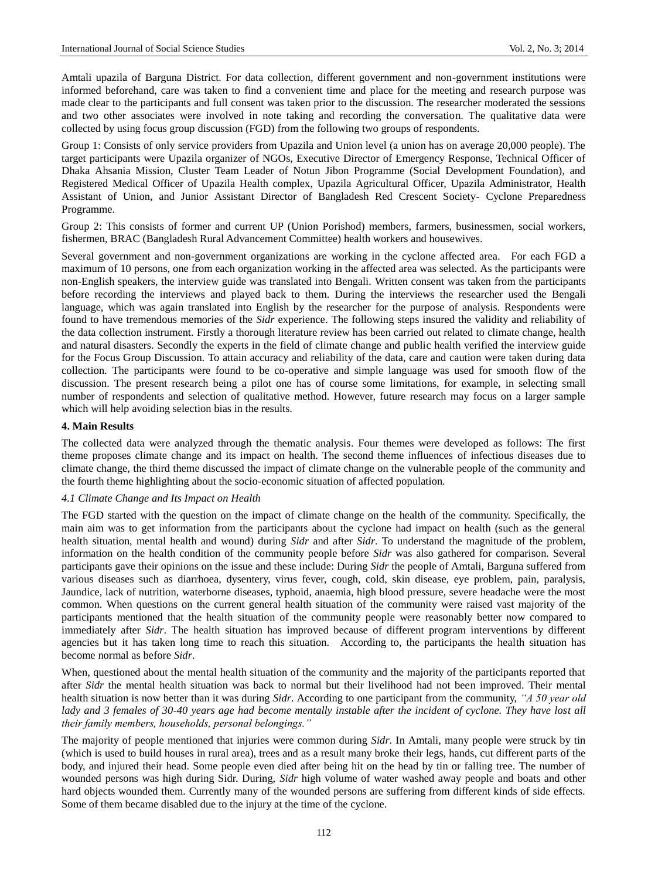Amtali upazila of Barguna District. For data collection, different government and non-government institutions were informed beforehand, care was taken to find a convenient time and place for the meeting and research purpose was made clear to the participants and full consent was taken prior to the discussion. The researcher moderated the sessions and two other associates were involved in note taking and recording the conversation. The qualitative data were collected by using focus group discussion (FGD) from the following two groups of respondents.

Group 1: Consists of only service providers from Upazila and Union level (a union has on average 20,000 people). The target participants were Upazila organizer of NGOs, Executive Director of Emergency Response, Technical Officer of Dhaka Ahsania Mission, Cluster Team Leader of Notun Jibon Programme (Social Development Foundation), and Registered Medical Officer of Upazila Health complex, Upazila Agricultural Officer, Upazila Administrator, Health Assistant of Union, and Junior Assistant Director of Bangladesh Red Crescent Society- Cyclone Preparedness Programme.

Group 2: This consists of former and current UP (Union Porishod) members, farmers, businessmen, social workers, fishermen, BRAC (Bangladesh Rural Advancement Committee) health workers and housewives.

Several government and non-government organizations are working in the cyclone affected area. For each FGD a maximum of 10 persons, one from each organization working in the affected area was selected. As the participants were non-English speakers, the interview guide was translated into Bengali. Written consent was taken from the participants before recording the interviews and played back to them. During the interviews the researcher used the Bengali language, which was again translated into English by the researcher for the purpose of analysis. Respondents were found to have tremendous memories of the *Sidr* experience. The following steps insured the validity and reliability of the data collection instrument. Firstly a thorough literature review has been carried out related to climate change, health and natural disasters. Secondly the experts in the field of climate change and public health verified the interview guide for the Focus Group Discussion. To attain accuracy and reliability of the data, care and caution were taken during data collection. The participants were found to be co-operative and simple language was used for smooth flow of the discussion. The present research being a pilot one has of course some limitations, for example, in selecting small number of respondents and selection of qualitative method. However, future research may focus on a larger sample which will help avoiding selection bias in the results.

## 4. Main Results

The collected data were analyzed through the thematic analysis. Four themes were developed as follows: The first theme proposes climate change and its impact on health. The second theme influences of infectious diseases due to climate change, the third theme discussed the impact of climate change on the vulnerable people of the community and the fourth theme highlighting about the socio-economic situation of affected population.

### 4.1 Climate Change and Its Impact on Health

The FGD started with the question on the impact of climate change on the health of the community. Specifically, the main aim was to get information from the participants about the cyclone had impact on health (such as the general health situation, mental health and wound) during *Sidr* and after *Sidr*. To understand the magnitude of the problem, information on the health condition of the community people before *Sidr* was also gathered for comparison. Several participants gave their opinions on the issue and these include: During *Sidr* the people of Amtali, Barguna suffered from various diseases such as diarrhoea, dysentery, virus fever, cough, cold, skin disease, eye problem, pain, paralysis, Jaundice, lack of nutrition, waterborne diseases, typhoid, anaemia, high blood pressure, severe headache were the most common. When questions on the current general health situation of the community were raised vast majority of the participants mentioned that the health situation of the community people were reasonably better now compared to immediately after *Sidr*. The health situation has improved because of different program interventions by different agencies but it has taken long time to reach this situation. According to, the participants the health situation has become normal as before *Sidr*.

When, questioned about the mental health situation of the community and the majority of the participants reported that after *Sidr* the mental health situation was back to normal but their livelihood had not been improved. Their mental health situation is now better than it was during *Sidr*. According to one participant from the community, *"A 50 year old lady and 3 females of 30-40 years age had become mentally instable after the incident of cyclone. They have lost all their family members, households, personal belongings."*

The majority of people mentioned that injuries were common during *Sidr*. In Amtali, many people were struck by tin (which is used to build houses in rural area), trees and as a result many broke their legs, hands, cut different parts of the body, and injured their head. Some people even died after being hit on the head by tin or falling tree. The number of wounded persons was high during Sidr. During, *Sidr* high volume of water washed away people and boats and other hard objects wounded them. Currently many of the wounded persons are suffering from different kinds of side effects. Some of them became disabled due to the injury at the time of the cyclone.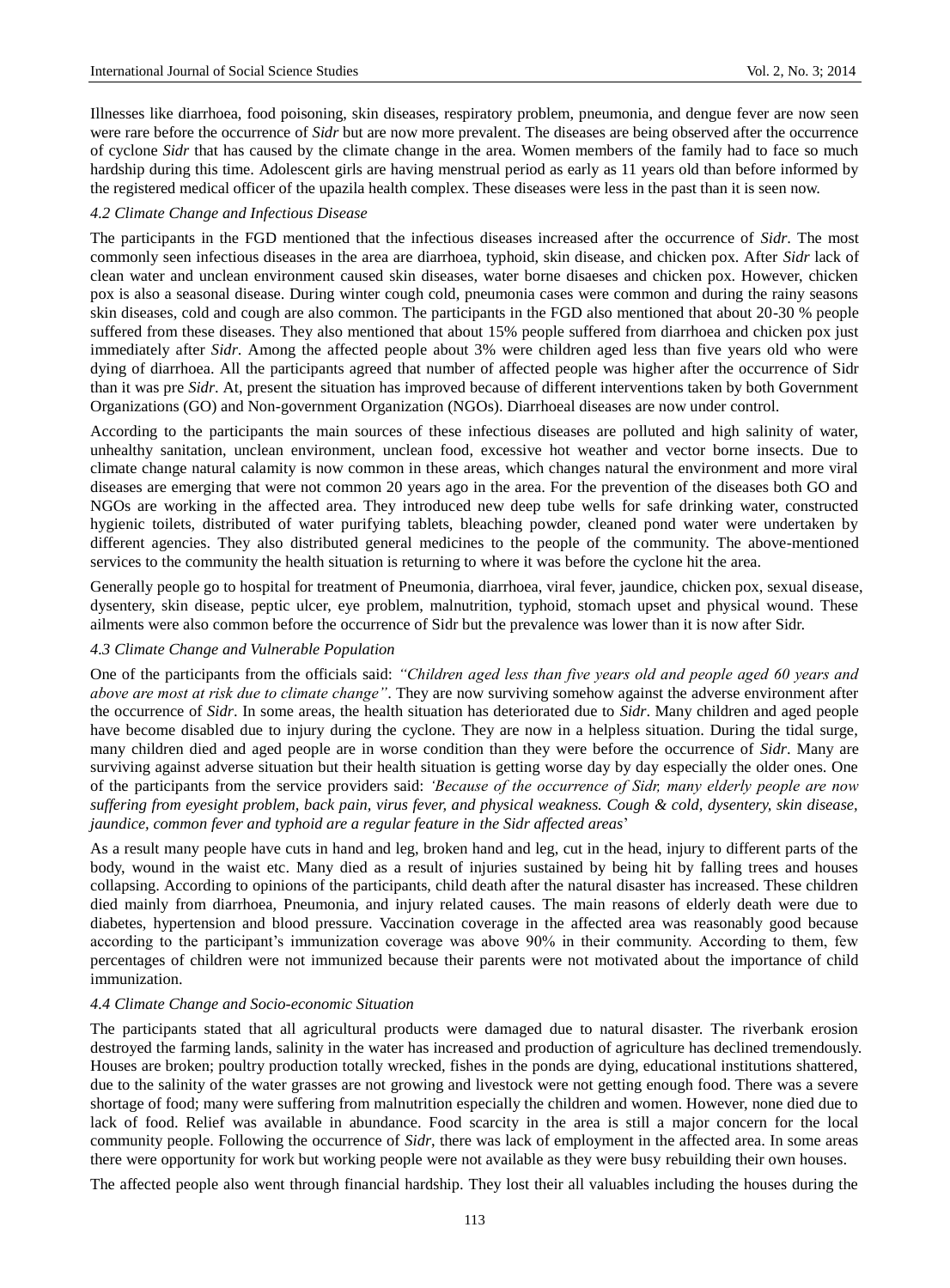Illnesses like diarrhoea, food poisoning, skin diseases, respiratory problem, pneumonia, and dengue fever are now seen were rare before the occurrence of *Sidr* but are now more prevalent. The diseases are being observed after the occurrence of cyclone *Sidr* that has caused by the climate change in the area. Women members of the family had to face so much hardship during this time. Adolescent girls are having menstrual period as early as 11 years old than before informed by the registered medical officer of the upazila health complex. These diseases were less in the past than it is seen now.

### *4.2 Climate Change and Infectious Disease*

The participants in the FGD mentioned that the infectious diseases increased after the occurrence of *Sidr*. The most commonly seen infectious diseases in the area are diarrhoea, typhoid, skin disease, and chicken pox. After *Sidr* lack of clean water and unclean environment caused skin diseases, water borne disaeses and chicken pox. However, chicken pox is also a seasonal disease. During winter cough cold, pneumonia cases were common and during the rainy seasons skin diseases, cold and cough are also common. The participants in the FGD also mentioned that about 20-30 % people suffered from these diseases. They also mentioned that about 15% people suffered from diarrhoea and chicken pox just immediately after *Sidr*. Among the affected people about 3% were children aged less than five years old who were dying of diarrhoea. All the participants agreed that number of affected people was higher after the occurrence of Sidr than it was pre *Sidr*. At, present the situation has improved because of different interventions taken by both Government Organizations (GO) and Non-government Organization (NGOs). Diarrhoeal diseases are now under control.

According to the participants the main sources of these infectious diseases are polluted and high salinity of water, unhealthy sanitation, unclean environment, unclean food, excessive hot weather and vector borne insects. Due to climate change natural calamity is now common in these areas, which changes natural the environment and more viral diseases are emerging that were not common 20 years ago in the area. For the prevention of the diseases both GO and NGOs are working in the affected area. They introduced new deep tube wells for safe drinking water, constructed hygienic toilets, distributed of water purifying tablets, bleaching powder, cleaned pond water were undertaken by different agencies. They also distributed general medicines to the people of the community. The above-mentioned services to the community the health situation is returning to where it was before the cyclone hit the area.

Generally people go to hospital for treatment of Pneumonia, diarrhoea, viral fever, jaundice, chicken pox, sexual disease, dysentery, skin disease, peptic ulcer, eye problem, malnutrition, typhoid, stomach upset and physical wound. These ailments were also common before the occurrence of Sidr but the prevalence was lower than it is now after Sidr.

### *4.3 Climate Change and Vulnerable Population*

One of the participants from the officials said: *"Children aged less than five years old and people aged 60 years and above are most at risk due to climate change"*. They are now surviving somehow against the adverse environment after the occurrence of *Sidr*. In some areas, the health situation has deteriorated due to *Sidr*. Many children and aged people have become disabled due to injury during the cyclone. They are now in a helpless situation. During the tidal surge, many children died and aged people are in worse condition than they were before the occurrence of *Sidr*. Many are surviving against adverse situation but their health situation is getting worse day by day especially the older ones. One of the participants from the service providers said: *'Because of the occurrence of Sidr, many elderly people are now suffering from eyesight problem, back pain, virus fever, and physical weakness. Cough & cold, dysentery, skin disease, jaundice, common fever and typhoid are a regular feature in the Sidr affected areas*'

As a result many people have cuts in hand and leg, broken hand and leg, cut in the head, injury to different parts of the body, wound in the waist etc. Many died as a result of injuries sustained by being hit by falling trees and houses collapsing. According to opinions of the participants, child death after the natural disaster has increased. These children died mainly from diarrhoea, Pneumonia, and injury related causes. The main reasons of elderly death were due to diabetes, hypertension and blood pressure. Vaccination coverage in the affected area was reasonably good because according to the participant's immunization coverage was above 90% in their community. According to them, few percentages of children were not immunized because their parents were not motivated about the importance of child immunization.

### *4.4 Climate Change and Socio-economic Situation*

The participants stated that all agricultural products were damaged due to natural disaster. The riverbank erosion destroyed the farming lands, salinity in the water has increased and production of agriculture has declined tremendously. Houses are broken; poultry production totally wrecked, fishes in the ponds are dying, educational institutions shattered, due to the salinity of the water grasses are not growing and livestock were not getting enough food. There was a severe shortage of food; many were suffering from malnutrition especially the children and women. However, none died due to lack of food. Relief was available in abundance. Food scarcity in the area is still a major concern for the local community people. Following the occurrence of *Sidr*, there was lack of employment in the affected area. In some areas there were opportunity for work but working people were not available as they were busy rebuilding their own houses.

The affected people also went through financial hardship. They lost their all valuables including the houses during the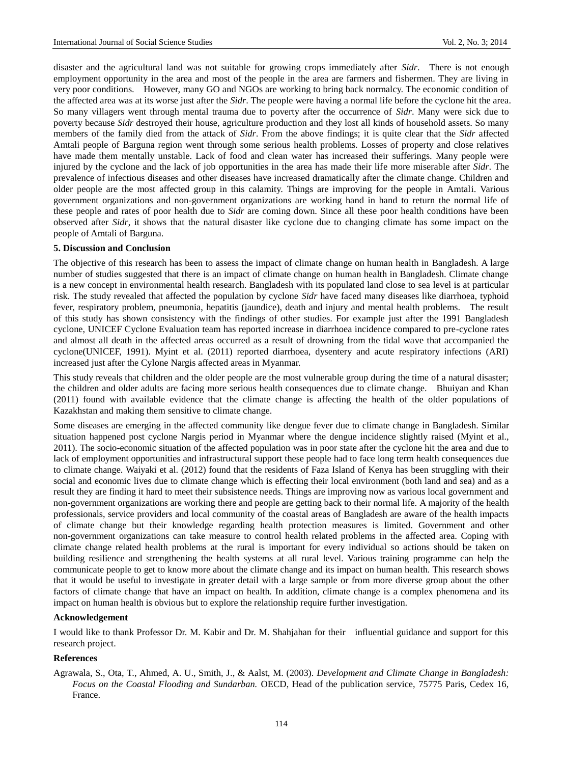disaster and the agricultural land was not suitable for growing crops immediately after *Sidr*. There is not enough employment opportunity in the area and most of the people in the area are farmers and fishermen. They are living in very poor conditions. However, many GO and NGOs are working to bring back normalcy. The economic condition of the affected area was at its worse just after the *Sidr*. The people were having a normal life before the cyclone hit the area. So many villagers went through mental trauma due to poverty after the occurrence of *Sidr*. Many were sick due to poverty because *Sidr* destroyed their house, agriculture production and they lost all kinds of household assets. So many members of the family died from the attack of *Sidr*. From the above findings; it is quite clear that the *Sidr* affected Amtali people of Barguna region went through some serious health problems. Losses of property and close relatives have made them mentally unstable. Lack of food and clean water has increased their sufferings. Many people were injured by the cyclone and the lack of job opportunities in the area has made their life more miserable after *Sidr*. The prevalence of infectious diseases and other diseases have increased dramatically after the climate change. Children and older people are the most affected group in this calamity. Things are improving for the people in Amtali. Various government organizations and non-government organizations are working hand in hand to return the normal life of these people and rates of poor health due to *Sidr* are coming down. Since all these poor health conditions have been observed after *Sidr*, it shows that the natural disaster like cyclone due to changing climate has some impact on the people of Amtali of Barguna.

**5. Discussion and Conclusion**

The objective of this research has been to assess the impact of climate change on human health in Bangladesh. A large number of studies suggested that there is an impact of climate change on human health in Bangladesh. Climate change is a new concept in environmental health research. Bangladesh with its populated land close to sea level is at particular risk. The study revealed that affected the population by cyclone *Sidr* have faced many diseases like diarrhoea, typhoid fever, respiratory problem, pneumonia, hepatitis (jaundice), death and injury and mental health problems. The result of this study has shown consistency with the findings of other studies. For example just after the 1991 Bangladesh cyclone, UNICEF Cyclone Evaluation team has reported increase in diarrhoea incidence compared to pre-cyclone rates and almost all death in the affected areas occurred as a result of drowning from the tidal wave that accompanied the cyclone(UNICEF, 1991). Myint et al. (2011) reported diarrhoea, dysentery and acute respiratory infections (ARI) increased just after the Cylone Nargis affected areas in Myanmar.

This study reveals that children and the older people are the most vulnerable group during the time of a natural disaster; the children and older adults are facing more serious health consequences due to climate change. Bhuiyan and Khan (2011) found with available evidence that the climate change is affecting the health of the older populations of Kazakhstan and making them sensitive to climate change.

Some diseases are emerging in the affected community like dengue fever due to climate change in Bangladesh. Similar situation happened post cyclone Nargis period in Myanmar where the dengue incidence slightly raised (Myint et al., 2011). The socio-economic situation of the affected population was in poor state after the cyclone hit the area and due to lack of employment opportunities and infrastructural support these people had to face long term health consequences due to climate change. Waiyaki et al. (2012) found that the residents of Faza Island of Kenya has been struggling with their social and economic lives due to climate change which is effecting their local environment (both land and sea) and as a result they are finding it hard to meet their subsistence needs. Things are improving now as various local government and non-government organizations are working there and people are getting back to their normal life. A majority of the health professionals, service providers and local community of the coastal areas of Bangladesh are aware of the health impacts of climate change but their knowledge regarding health protection measures is limited. Government and other non-government organizations can take measure to control health related problems in the affected area. Coping with climate change related health problems at the rural is important for every individual so actions should be taken on building resilience and strengthening the health systems at all rural level. Various training programme can help the communicate people to get to know more about the climate change and its impact on human health. This research shows that it would be useful to investigate in greater detail with a large sample or from more diverse group about the other factors of climate change that have an impact on health. In addition, climate change is a complex phenomena and its impact on human health is obvious but to explore the relationship require further investigation.

**Acknowledgement**

I would like to thank Professor Dr. M. Kabir and Dr. M. Shahjahan for their influential guidance and support for this research project.

**References**

Agrawala, S., Ota, T., Ahmed, A. U., Smith, J., & Aalst, M. (2003). *Development and Climate Change in Bangladesh: Focus on the Coastal Flooding and Sundarban.* OECD, Head of the publication service, 75775 Paris, Cedex 16, France.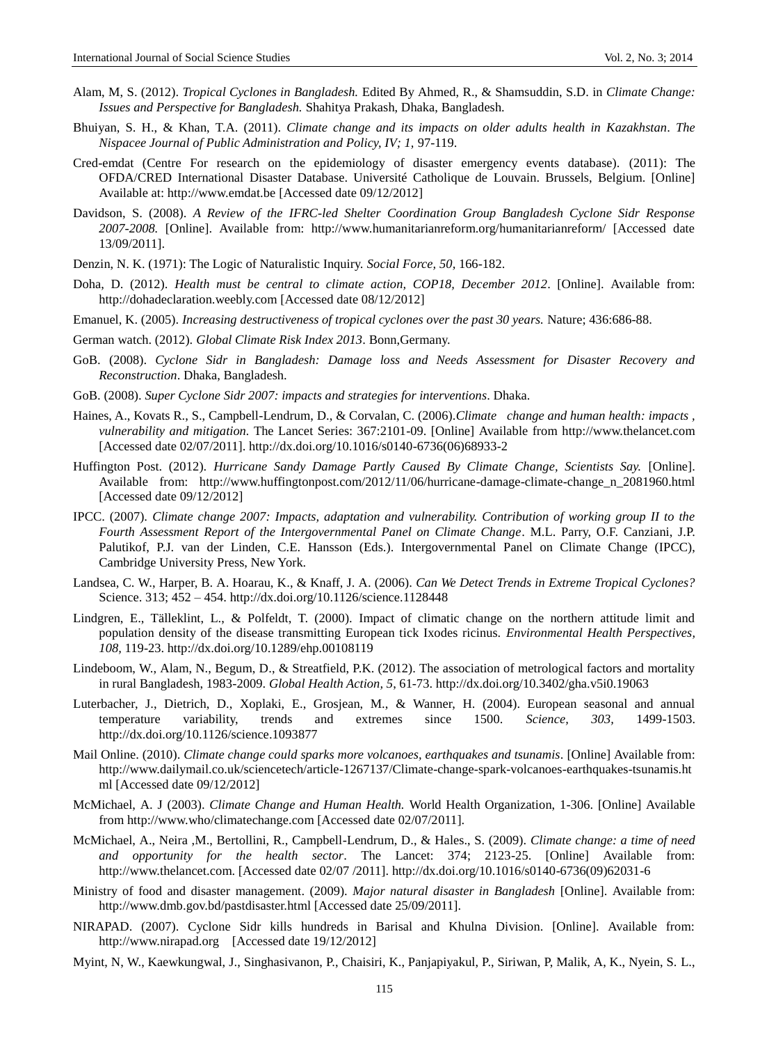Alam, M, S. (2012). *Tropical Cyclones in Bangladesh.* Edited By Ahmed, R., & Shamsuddin, S.D. in *Climate Change: Issues and Perspective for Bangladesh.* Shahitya Prakash, Dhaka, Bangladesh.

Bhuiyan, S. H., & Khan, T.A. (2011). *Climate change and its impacts on older adults health in Kazakhstan*. *The Nispacee Journal of Public Administration and Policy, IV; 1,* 97-119.

Cred-emdat (Centre For research on the epidemiology of disaster emergency events database). (2011): The OFDA/CRED International Disaster Database. Université Catholique de Louvain. Brussels, Belgium. [Online] Available at: http://www.emdat.be [Accessed date 09/12/2012]

Davidson, S. (2008). *A Review of the IFRC-led Shelter Coordination Group Bangladesh Cyclone Sidr Response 2007-2008.* [Online]. Available from: http://www.humanitarianreform.org/humanitarianreform/ [Accessed date 13/09/2011].

Denzin, N. K. (1971): The Logic of Naturalistic Inquiry. *Social Force, 50,* 166-182.

Doha, D. (2012). *Health must be central to climate action, COP18, December 2012*. [Online]. Available from: http://dohadeclaration.weebly.com [Accessed date 08/12/2012]

Emanuel, K. (2005). *Increasing destructiveness of tropical cyclones over the past 30 years.* Nature; 436:686-88.

German watch. (2012). *Global Climate Risk Index 2013*. Bonn,Germany.

GoB. (2008). *Cyclone Sidr in Bangladesh: Damage loss and Needs Assessment for Disaster Recovery and Reconstruction*. Dhaka, Bangladesh.

GoB. (2008). *Super Cyclone Sidr 2007: impacts and strategies for interventions*. Dhaka.

Haines, A., Kovats R., S., Campbell-Lendrum, D., & Corvalan, C. (2006).*Climate change and human health: impacts , vulnerability and mitigation.* The Lancet Series: 367:2101-09. [Online] Available from http://www.thelancet.com [Accessed date 02/07/2011]. http://dx.doi.org/10.1016/s0140-6736(06)68933-2

Huffington Post. (2012). *Hurricane Sandy Damage Partly Caused By Climate Change, Scientists Say.* [Online]. Available from: http://www.huffingtonpost.com/2012/11/06/hurricane-damage-climate-change_n_2081960.html [Accessed date 09/12/2012]

IPCC. (2007). *Climate change 2007: Impacts, adaptation and vulnerability. Contribution of working group II to the Fourth Assessment Report of the Intergovernmental Panel on Climate Change*. M.L. Parry, O.F. Canziani, J.P. Palutikof, P.J. van der Linden, C.E. Hansson (Eds.). Intergovernmental Panel on Climate Change (IPCC), Cambridge University Press, New York.

Landsea, C. W., Harper, B. A. Hoarau, K., & Knaff, J. A. (2006). *Can We Detect Trends in Extreme Tropical Cyclones?* Science. 313; 452 – 454. http://dx.doi.org/10.1126/science.1128448

Lindgren, E., Tälleklint, L., & Polfeldt, T. (2000). Impact of climatic change on the northern attitude limit and population density of the disease transmitting European tick Ixodes ricinus. *Environmental Health Perspectives, 108,* 119-23. http://dx.doi.org/10.1289/ehp.00108119

Lindeboom, W., Alam, N., Begum, D., & Streatfield, P.K. (2012). The association of metrological factors and mortality in rural Bangladesh, 1983-2009. *Global Health Action, 5*, 61-73. http://dx.doi.org/10.3402/gha.v5i0.19063

Luterbacher, J., Dietrich, D., Xoplaki, E., Grosjean, M., & Wanner, H. (2004). European seasonal and annual temperature variability, trends and extremes since 1500. *Science, 303,* 1499-1503. http://dx.doi.org/10.1126/science.1093877

Mail Online. (2010). *Climate change could sparks more volcanoes, earthquakes and tsunamis*. [Online] Available from: http://www.dailymail.co.uk/sciencetech/article-1267137/Climate-change-spark-volcanoes-earthquakes-tsunamis.html [Accessed date 09/12/2012]

McMichael, A. J (2003). *Climate Change and Human Health.* World Health Organization, 1-306. [Online] Available from http://www.who/climatechange.com [Accessed date 02/07/2011].

McMichael, A., Neira ,M., Bertollini, R., Campbell-Lendrum, D., & Hales., S. (2009). *Climate change: a time of need and opportunity for the health sector*. The Lancet: 374; 2123-25. [Online] Available from: http://www.thelancet.com. [Accessed date 02/07 /2011]. http://dx.doi.org/10.1016/s0140-6736(09)62031-6

Ministry of food and disaster management. (2009). *Major natural disaster in Bangladesh* [Online]. Available from: http://www.dmb.gov.bd/pastdisaster.html [Accessed date 25/09/2011].

NIRAPAD. (2007). Cyclone Sidr kills hundreds in Barisal and Khulna Division. [Online]. Available from: http://www.nirapad.org [Accessed date 19/12/2012]

Myint, N, W., Kaewkungwal, J., Singhasivanon, P., Chaisiri, K., Panjapiyakul, P., Siriwan, P, Malik, A, K., Nyein, S. L.,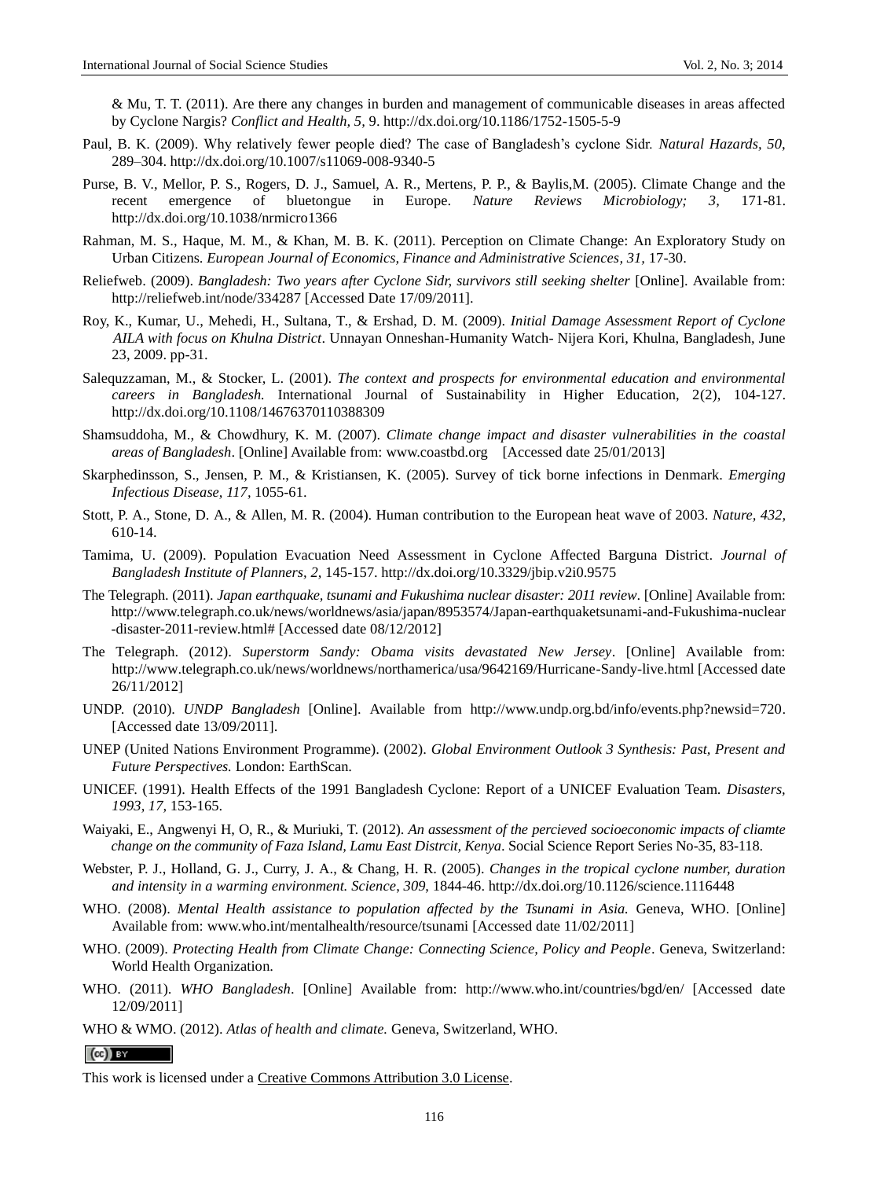& Mu, T. T. (2011). Are there any changes in burden and management of communicable diseases in areas affected by Cyclone Nargis? *Conflict and Health, 5,* 9. http://dx.doi.org/10.1186/1752-1505-5-9

Paul, B. K. (2009). Why relatively fewer people died? The case of Bangladesh's cyclone Sidr. *Natural Hazards, 50*, 289–304. http://dx.doi.org/10.1007/s11069-008-9340-5

Purse, B. V., Mellor, P. S., Rogers, D. J., Samuel, A. R., Mertens, P. P., & Baylis,M. (2005). Climate Change and the recent emergence of bluetongue in Europe. *Nature Reviews Microbiology; 3,* 171-81. http://dx.doi.org/10.1038/nrmicro1366

Rahman, M. S., Haque, M. M., & Khan, M. B. K. (2011). Perception on Climate Change: An Exploratory Study on Urban Citizens. *European Journal of Economics, Finance and Administrative Sciences, 31,* 17-30.

Reliefweb. (2009). *Bangladesh: Two years after Cyclone Sidr, survivors still seeking shelter* [Online]. Available from: http://reliefweb.int/node/334287 [Accessed Date 17/09/2011].

Roy, K., Kumar, U., Mehedi, H., Sultana, T., & Ershad, D. M. (2009). *Initial Damage Assessment Report of Cyclone AILA with focus on Khulna District*. Unnayan Onneshan-Humanity Watch- Nijera Kori, Khulna, Bangladesh, June 23, 2009. pp-31.

Salequzzaman, M., & Stocker, L. (2001). *The context and prospects for environmental education and environmental careers in Bangladesh.* International Journal of Sustainability in Higher Education, 2(2), 104-127. http://dx.doi.org/10.1108/14676370110388309

Shamsuddoha, M., & Chowdhury, K. M. (2007). *Climate change impact and disaster vulnerabilities in the coastal areas of Bangladesh*. [Online] Available from: www.coastbd.org [Accessed date 25/01/2013]

Skarphedinsson, S., Jensen, P. M., & Kristiansen, K. (2005). Survey of tick borne infections in Denmark. *Emerging Infectious Disease, 117,* 1055-61.

Stott, P. A., Stone, D. A., & Allen, M. R. (2004). Human contribution to the European heat wave of 2003. *Nature, 432,* 610-14.

Tamima, U. (2009). Population Evacuation Need Assessment in Cyclone Affected Barguna District. *Journal of Bangladesh Institute of Planners, 2,* 145-157. http://dx.doi.org/10.3329/jbip.v2i0.9575

The Telegraph. (2011). *Japan earthquake, tsunami and Fukushima nuclear disaster: 2011 review*. [Online] Available from: http://www.telegraph.co.uk/news/worldnews/asia/japan/8953574/Japan-earthquaketsunami-and-Fukushima-nuclear-disaster-2011-review.html# [Accessed date 08/12/2012]

The Telegraph. (2012). *Superstorm Sandy: Obama visits devastated New Jersey*. [Online] Available from: http://www.telegraph.co.uk/news/worldnews/northamerica/usa/9642169/Hurricane-Sandy-live.html [Accessed date 26/11/2012]

UNDP. (2010). *UNDP Bangladesh* [Online]. Available from http://www.undp.org.bd/info/events.php?newsid=720. [Accessed date 13/09/2011].

UNEP (United Nations Environment Programme). (2002). *Global Environment Outlook 3 Synthesis: Past, Present and Future Perspectives.* London: EarthScan.

UNICEF. (1991). Health Effects of the 1991 Bangladesh Cyclone: Report of a UNICEF Evaluation Team. *Disasters, 1993, 17*, 153-165.

Waiyaki, E., Angwenyi H, O, R., & Muriuki, T. (2012). *An assessment of the percieved socioeconomic impacts of cliamte change on the community of Faza Island, Lamu East Distrcit, Kenya*. Social Science Report Series No-35, 83-118.

Webster, P. J., Holland, G. J., Curry, J. A., & Chang, H. R. (2005). *Changes in the tropical cyclone number, duration and intensity in a warming environment. Science, 309*, 1844-46. http://dx.doi.org/10.1126/science.1116448

WHO. (2008). *Mental Health assistance to population affected by the Tsunami in Asia.* Geneva, WHO. [Online] Available from: www.who.int/mentalhealth/resource/tsunami [Accessed date 11/02/2011]

WHO. (2009). *Protecting Health from Climate Change: Connecting Science, Policy and People*. Geneva, Switzerland: World Health Organization.

WHO. (2011). *WHO Bangladesh*. [Online] Available from: http://www.who.int/countries/bgd/en/ [Accessed date 12/09/2011]

WHO & WMO. (2012). *Atlas of health and climate.* Geneva, Switzerland, WHO.

This work is licensed under a Creative Commons Attribution 3.0 License.